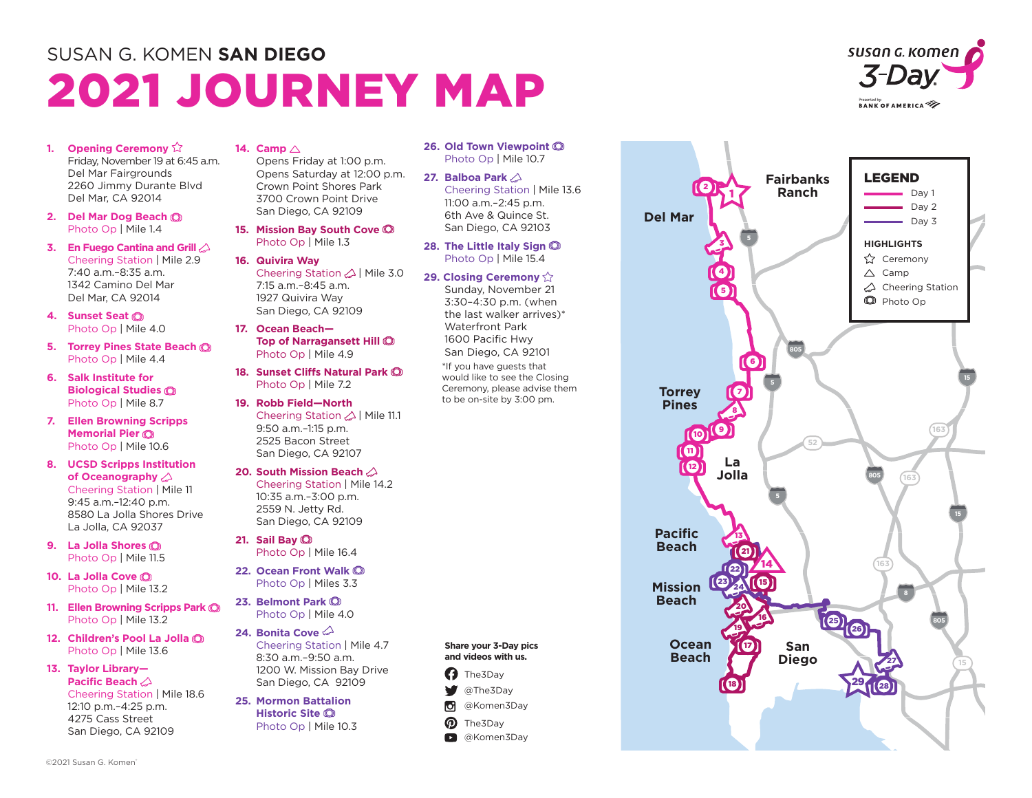SUSAN G. KOMEN **SAN DIEGO**

# 2021 JOURNEY MAP

1. **Opening Ceremony** ☆
   Friday, November 19 at 6:45 a.m.
   Del Mar Fairgrounds
   2260 Jimmy Durante Blvd
   Del Mar, CA 92014

2. **Del Mar Dog Beach**
   Photo Op | Mile 1.4

3. **En Fuego Cantina and Grill**
   Cheering Station | Mile 2.9
   7:40 a.m.–8:35 a.m.
   1342 Camino Del Mar
   Del Mar, CA 92014

4. **Sunset Seat**
   Photo Op | Mile 4.0

5. **Torrey Pines State Beach**
   Photo Op | Mile 4.4

6. **Salk Institute for Biological Studies**
   Photo Op | Mile 8.7

7. **Ellen Browning Scripps Memorial Pier**
   Photo Op | Mile 10.6

8. **UCSD Scripps Institution of Oceanography**
   Cheering Station | Mile 11
   9:45 a.m.–12:40 p.m.
   8580 La Jolla Shores Drive
   La Jolla, CA 92037

9. **La Jolla Shores**
   Photo Op | Mile 11.5

10. **La Jolla Cove**
    Photo Op | Mile 13.2

11. **Ellen Browning Scripps Park**
    Photo Op | Mile 13.2

12. **Children's Pool La Jolla**
    Photo Op | Mile 13.6

13. **Taylor Library—Pacific Beach**
    Cheering Station | Mile 18.6
    12:10 p.m.–4:25 p.m.
    4275 Cass Street
    San Diego, CA 92109

14. **Camp** △
    Opens Friday at 1:00 p.m.
    Opens Saturday at 12:00 p.m.
    Crown Point Shores Park
    3700 Crown Point Drive
    San Diego, CA 92109

15. **Mission Bay South Cove**
    Photo Op | Mile 1.3

16. **Quivira Way**
    Cheering Station | Mile 3.0
    7:15 a.m.–8:45 a.m.
    1927 Quivira Way
    San Diego, CA 92109

17. **Ocean Beach—Top of Narragansett Hill**
    Photo Op | Mile 4.9

18. **Sunset Cliffs Natural Park**
    Photo Op | Mile 7.2

19. **Robb Field—North**
    Cheering Station | Mile 11.1
    9:50 a.m.–1:15 p.m.
    2525 Bacon Street
    San Diego, CA 92107

20. **South Mission Beach**
    Cheering Station | Mile 14.2
    10:35 a.m.–3:00 p.m.
    2559 N. Jetty Rd.
    San Diego, CA 92109

21. **Sail Bay**
    Photo Op | Mile 16.4

22. **Ocean Front Walk**
    Photo Op | Miles 3.3

23. **Belmont Park**
    Photo Op | Mile 4.0

24. **Bonita Cove**
    Cheering Station | Mile 4.7
    8:30 a.m.–9:50 a.m.
    1200 W. Mission Bay Drive
    San Diego, CA 92109

25. **Mormon Battalion Historic Site**
    Photo Op | Mile 10.3

26. **Old Town Viewpoint**
    Photo Op | Mile 10.7

27. **Balboa Park**
    Cheering Station | Mile 13.6
    11:00 a.m.–2:45 p.m.
    6th Ave & Quince St.
    San Diego, CA 92103

28. **The Little Italy Sign**
    Photo Op | Mile 15.4

29. **Closing Ceremony** ☆
    Sunday, November 21
    3:30–4:30 p.m. (when the last walker arrives)*
    Waterfront Park
    1600 Pacific Hwy
    San Diego, CA 92101

*If you have guests that would like to see the Closing Ceremony, please advise them to be on-site by 3:00 pm.

**Share your 3-Day pics and videos with us.**

- The3Day
- @The3Day
- @Komen3Day
- The3Day
- @Komen3Day

**LEGEND**

- Day 1
- Day 2
- Day 3

**HIGHLIGHTS**

- ☆ Ceremony
- △ Camp
- Cheering Station
- Photo Op

©2021 Susan G. Komen®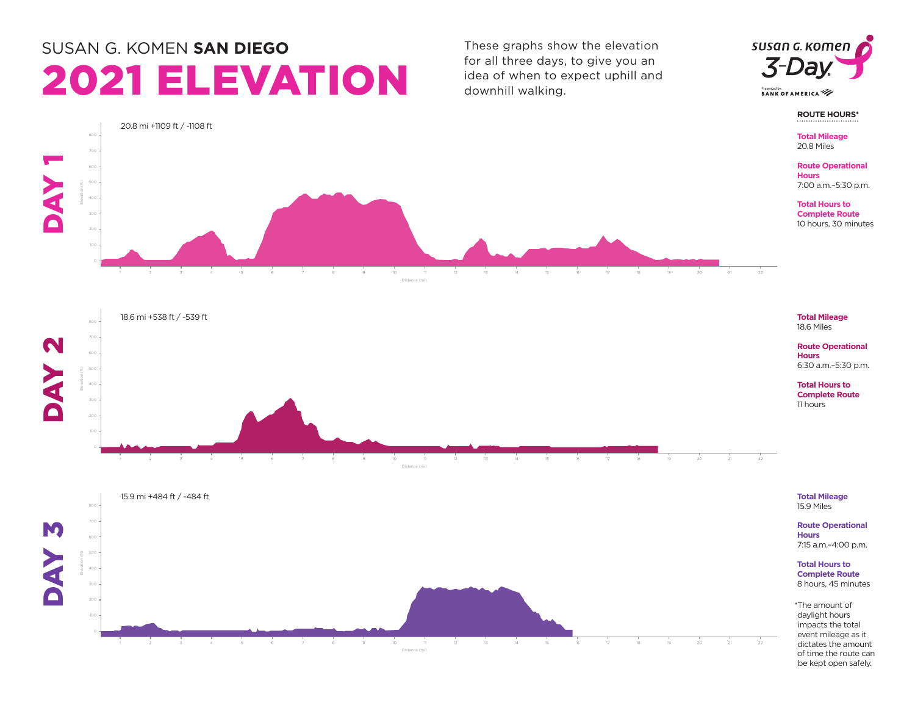# SUSAN G. KOMEN **SAN DIEGO**

# 2021 ELEVATION

These graphs show the elevation for all three days, to give you an idea of when to expect uphill and downhill walking.

susan G. Komen 3-Day

Presented by: BANK OF AMERICA

## DAY 1

20.8 mi +1109 ft / -1108 ft

Elevation (ft)

800
700
600
500
400
300
200
100
0

1 2 3 4 5 6 7 8 9 10 11 12 13 14 15 16 17 18 19 20 21 22

Distance (mi)

**ROUTE HOURS***

**Total Mileage**
20.8 Miles

**Route Operational Hours**
7:00 a.m.–5:30 p.m.

**Total Hours to Complete Route**
10 hours, 30 minutes

## DAY 2

18.6 mi +538 ft / -539 ft

Elevation (ft)

800
700
600
500
400
300
200
100
0

1 2 3 4 5 6 7 8 9 10 11 12 13 14 15 16 17 18 19 20 21 22

Distance (mi)

**Total Mileage**
18.6 Miles

**Route Operational Hours**
6:30 a.m.–5:30 p.m.

**Total Hours to Complete Route**
11 hours

## DAY 3

15.9 mi +484 ft / -484 ft

Elevation (ft)

800
700
600
500
400
300
200
100
0

1 2 3 4 5 6 7 8 9 10 11 12 13 14 15 16 17 18 19 20 21 22

Distance (mi)

**Total Mileage**
15.9 Miles

**Route Operational Hours**
7:15 a.m.–4:00 p.m.

**Total Hours to Complete Route**
8 hours, 45 minutes

*The amount of daylight hours impacts the total event mileage as it dictates the amount of time the route can be kept open safely.